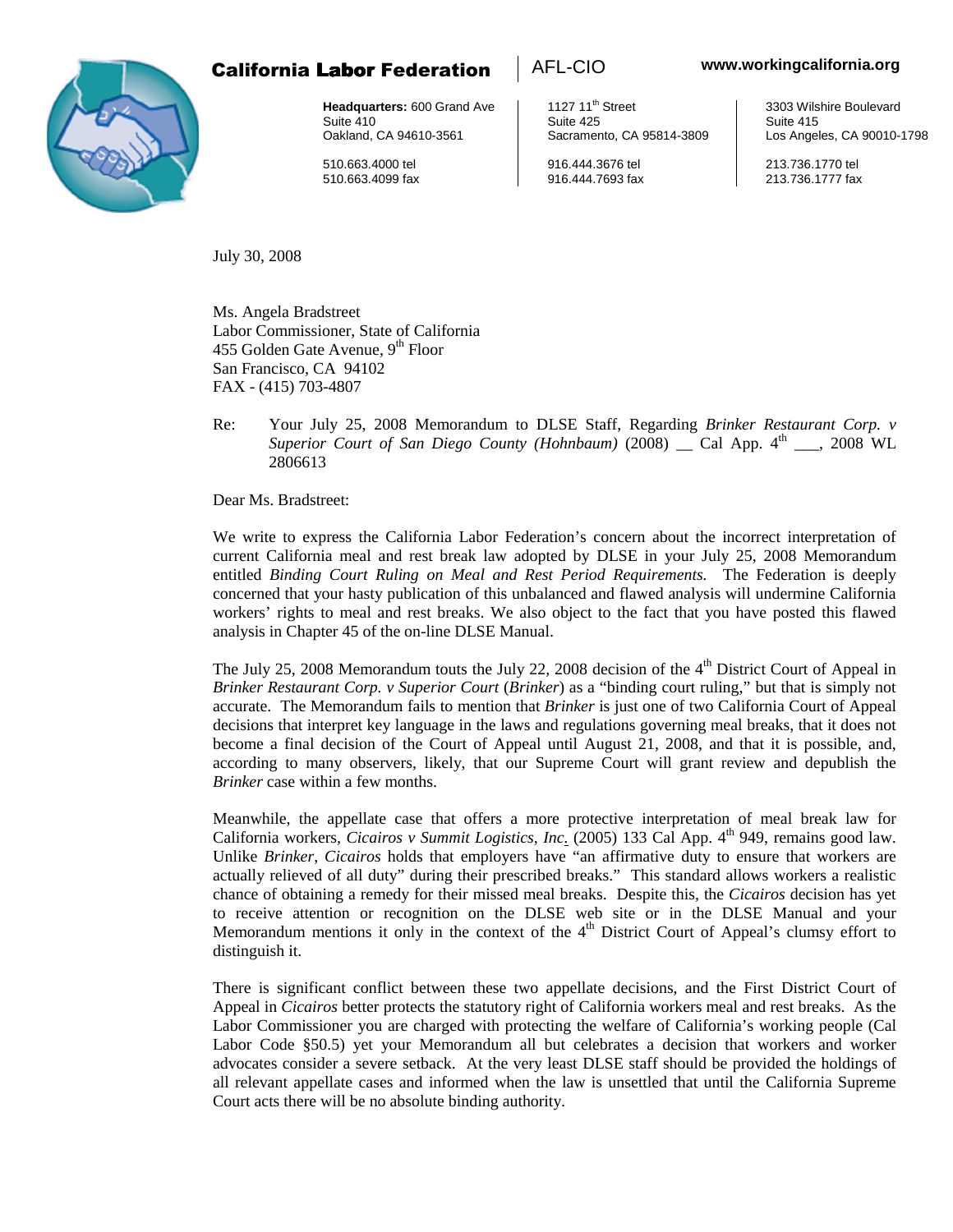**California Labor Federation** | AFL-CIO | www.workingcalifornia.org

**Headquarters:** 600 Grand Ave
Suite 410
Oakland, CA 94610-3561

510.663.4000 tel
510.663.4099 fax

1127 11th Street
Suite 425
Sacramento, CA 95814-3809

916.444.3676 tel
916.444.7693 fax

3303 Wilshire Boulevard
Suite 415
Los Angeles, CA 90010-1798

213.736.1770 tel
213.736.1777 fax

July 30, 2008

Ms. Angela Bradstreet
Labor Commissioner, State of California
455 Golden Gate Avenue, 9th Floor
San Francisco, CA 94102
FAX - (415) 703-4807

Re: Your July 25, 2008 Memorandum to DLSE Staff, Regarding *Brinker Restaurant Corp. v Superior Court of San Diego County (Hohnbaum)* (2008) __ Cal App. 4th ___, 2008 WL 2806613

Dear Ms. Bradstreet:

We write to express the California Labor Federation's concern about the incorrect interpretation of current California meal and rest break law adopted by DLSE in your July 25, 2008 Memorandum entitled *Binding Court Ruling on Meal and Rest Period Requirements.* The Federation is deeply concerned that your hasty publication of this unbalanced and flawed analysis will undermine California workers' rights to meal and rest breaks. We also object to the fact that you have posted this flawed analysis in Chapter 45 of the on-line DLSE Manual.

The July 25, 2008 Memorandum touts the July 22, 2008 decision of the 4th District Court of Appeal in *Brinker Restaurant Corp. v Superior Court* (*Brinker*) as a "binding court ruling," but that is simply not accurate. The Memorandum fails to mention that *Brinker* is just one of two California Court of Appeal decisions that interpret key language in the laws and regulations governing meal breaks, that it does not become a final decision of the Court of Appeal until August 21, 2008, and that it is possible, and, according to many observers, likely, that our Supreme Court will grant review and depublish the *Brinker* case within a few months.

Meanwhile, the appellate case that offers a more protective interpretation of meal break law for California workers, *Cicairos v Summit Logistics, Inc.* (2005) 133 Cal App. 4th 949, remains good law. Unlike *Brinker*, *Cicairos* holds that employers have "an affirmative duty to ensure that workers are actually relieved of all duty" during their prescribed breaks." This standard allows workers a realistic chance of obtaining a remedy for their missed meal breaks. Despite this, the *Cicairos* decision has yet to receive attention or recognition on the DLSE web site or in the DLSE Manual and your Memorandum mentions it only in the context of the 4th District Court of Appeal's clumsy effort to distinguish it.

There is significant conflict between these two appellate decisions, and the First District Court of Appeal in *Cicairos* better protects the statutory right of California workers meal and rest breaks. As the Labor Commissioner you are charged with protecting the welfare of California's working people (Cal Labor Code §50.5) yet your Memorandum all but celebrates a decision that workers and worker advocates consider a severe setback. At the very least DLSE staff should be provided the holdings of all relevant appellate cases and informed when the law is unsettled that until the California Supreme Court acts there will be no absolute binding authority.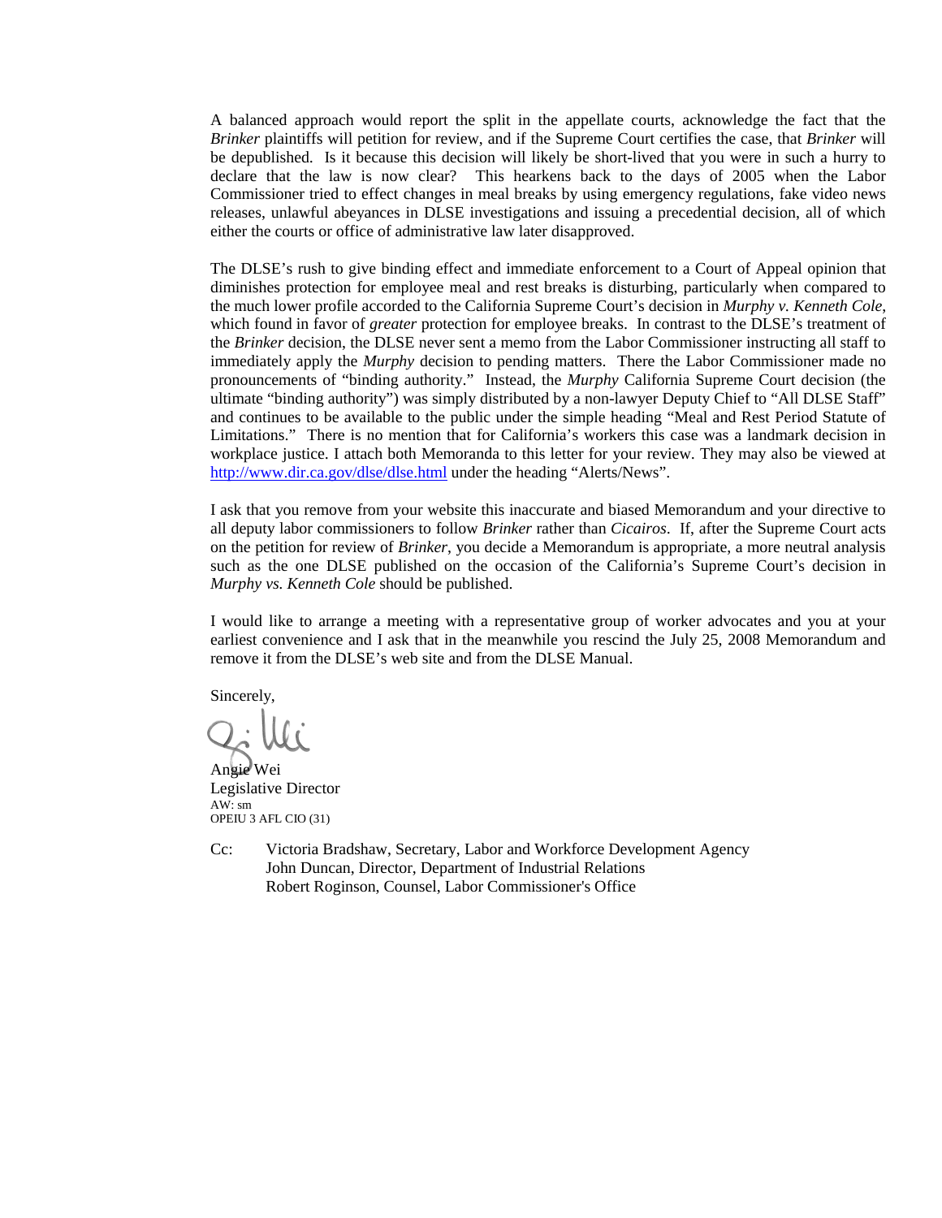A balanced approach would report the split in the appellate courts, acknowledge the fact that the *Brinker* plaintiffs will petition for review, and if the Supreme Court certifies the case, that *Brinker* will be depublished. Is it because this decision will likely be short-lived that you were in such a hurry to declare that the law is now clear? This hearkens back to the days of 2005 when the Labor Commissioner tried to effect changes in meal breaks by using emergency regulations, fake video news releases, unlawful abeyances in DLSE investigations and issuing a precedential decision, all of which either the courts or office of administrative law later disapproved.

The DLSE's rush to give binding effect and immediate enforcement to a Court of Appeal opinion that diminishes protection for employee meal and rest breaks is disturbing, particularly when compared to the much lower profile accorded to the California Supreme Court's decision in *Murphy v. Kenneth Cole,* which found in favor of *greater* protection for employee breaks. In contrast to the DLSE's treatment of the *Brinker* decision, the DLSE never sent a memo from the Labor Commissioner instructing all staff to immediately apply the *Murphy* decision to pending matters. There the Labor Commissioner made no pronouncements of "binding authority." Instead, the *Murphy* California Supreme Court decision (the ultimate "binding authority") was simply distributed by a non-lawyer Deputy Chief to "All DLSE Staff" and continues to be available to the public under the simple heading "Meal and Rest Period Statute of Limitations." There is no mention that for California's workers this case was a landmark decision in workplace justice. I attach both Memoranda to this letter for your review. They may also be viewed at http://www.dir.ca.gov/dlse/dlse.html under the heading "Alerts/News".

I ask that you remove from your website this inaccurate and biased Memorandum and your directive to all deputy labor commissioners to follow *Brinker* rather than *Cicairos*. If, after the Supreme Court acts on the petition for review of *Brinker*, you decide a Memorandum is appropriate, a more neutral analysis such as the one DLSE published on the occasion of the California's Supreme Court's decision in *Murphy vs. Kenneth Cole* should be published.

I would like to arrange a meeting with a representative group of worker advocates and you at your earliest convenience and I ask that in the meanwhile you rescind the July 25, 2008 Memorandum and remove it from the DLSE's web site and from the DLSE Manual.

Sincerely,

Angie Wei
Legislative Director
AW: sm
OPEIU 3 AFL CIO (31)

Cc: Victoria Bradshaw, Secretary, Labor and Workforce Development Agency
John Duncan, Director, Department of Industrial Relations
Robert Roginson, Counsel, Labor Commissioner's Office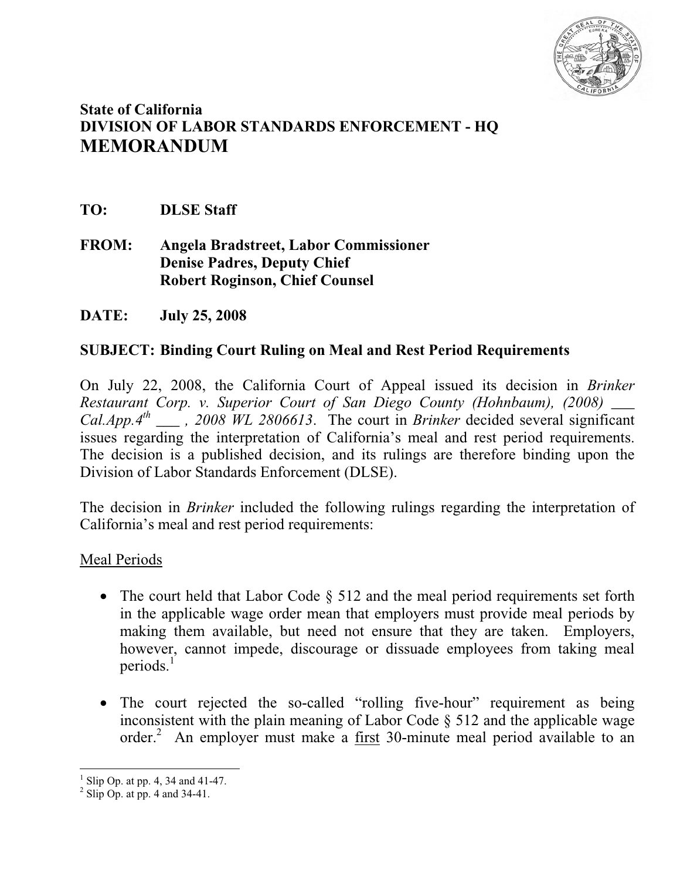**State of California**
**DIVISION OF LABOR STANDARDS ENFORCEMENT - HQ**
# MEMORANDUM

**TO:** **DLSE Staff**

**FROM:** **Angela Bradstreet, Labor Commissioner**
**Denise Padres, Deputy Chief**
**Robert Roginson, Chief Counsel**

**DATE:** **July 25, 2008**

**SUBJECT: Binding Court Ruling on Meal and Rest Period Requirements**

On July 22, 2008, the California Court of Appeal issued its decision in *Brinker Restaurant Corp. v. Superior Court of San Diego County (Hohnbaum), (2008) ___ Cal.App.4th ___ , 2008 WL 2806613*. The court in *Brinker* decided several significant issues regarding the interpretation of California's meal and rest period requirements. The decision is a published decision, and its rulings are therefore binding upon the Division of Labor Standards Enforcement (DLSE).

The decision in *Brinker* included the following rulings regarding the interpretation of California's meal and rest period requirements:

<u>Meal Periods</u>

- The court held that Labor Code § 512 and the meal period requirements set forth in the applicable wage order mean that employers must provide meal periods by making them available, but need not ensure that they are taken. Employers, however, cannot impede, discourage or dissuade employees from taking meal periods.[1]

- The court rejected the so-called "rolling five-hour" requirement as being inconsistent with the plain meaning of Labor Code § 512 and the applicable wage order.[2] An employer must make a <u>first</u> 30-minute meal period available to an

[1] Slip Op. at pp. 4, 34 and 41-47.
[2] Slip Op. at pp. 4 and 34-41.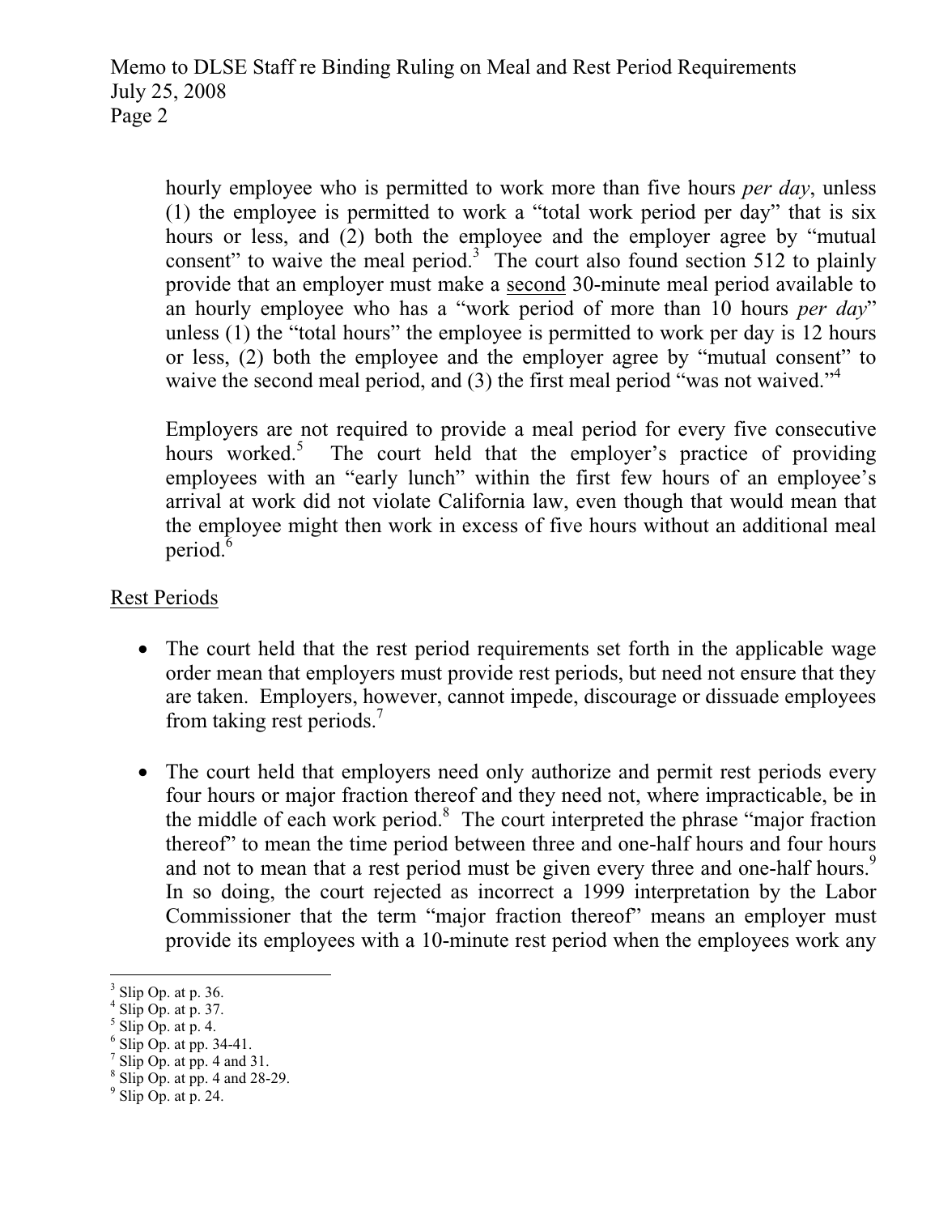hourly employee who is permitted to work more than five hours *per day*, unless (1) the employee is permitted to work a "total work period per day" that is six hours or less, and (2) both the employee and the employer agree by "mutual consent" to waive the meal period.[3] The court also found section 512 to plainly provide that an employer must make a <u>second</u> 30-minute meal period available to an hourly employee who has a "work period of more than 10 hours *per day*" unless (1) the "total hours" the employee is permitted to work per day is 12 hours or less, (2) both the employee and the employer agree by "mutual consent" to waive the second meal period, and (3) the first meal period "was not waived."[4]

Employers are not required to provide a meal period for every five consecutive hours worked.[5] The court held that the employer's practice of providing employees with an "early lunch" within the first few hours of an employee's arrival at work did not violate California law, even though that would mean that the employee might then work in excess of five hours without an additional meal period.[6]

## Rest Periods

- The court held that the rest period requirements set forth in the applicable wage order mean that employers must provide rest periods, but need not ensure that they are taken. Employers, however, cannot impede, discourage or dissuade employees from taking rest periods.[7]

- The court held that employers need only authorize and permit rest periods every four hours or major fraction thereof and they need not, where impracticable, be in the middle of each work period.[8] The court interpreted the phrase "major fraction thereof" to mean the time period between three and one-half hours and four hours and not to mean that a rest period must be given every three and one-half hours.[9] In so doing, the court rejected as incorrect a 1999 interpretation by the Labor Commissioner that the term "major fraction thereof" means an employer must provide its employees with a 10-minute rest period when the employees work any

---

[3] Slip Op. at p. 36.
[4] Slip Op. at p. 37.
[5] Slip Op. at p. 4.
[6] Slip Op. at pp. 34-41.
[7] Slip Op. at pp. 4 and 31.
[8] Slip Op. at pp. 4 and 28-29.
[9] Slip Op. at p. 24.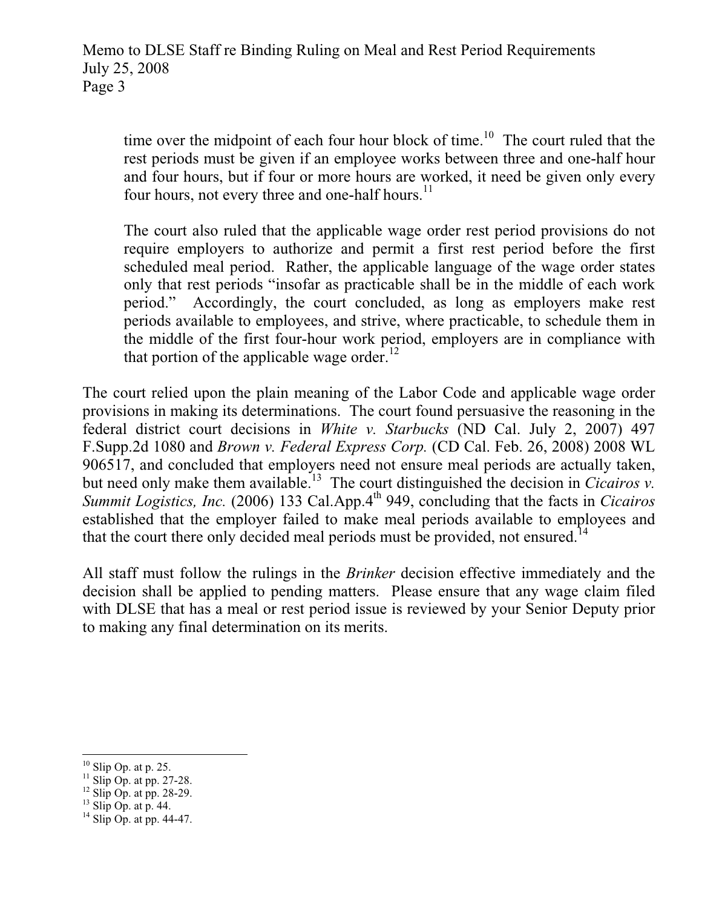time over the midpoint of each four hour block of time.[10] The court ruled that the rest periods must be given if an employee works between three and one-half hour and four hours, but if four or more hours are worked, it need be given only every four hours, not every three and one-half hours.[11]

The court also ruled that the applicable wage order rest period provisions do not require employers to authorize and permit a first rest period before the first scheduled meal period. Rather, the applicable language of the wage order states only that rest periods "insofar as practicable shall be in the middle of each work period." Accordingly, the court concluded, as long as employers make rest periods available to employees, and strive, where practicable, to schedule them in the middle of the first four-hour work period, employers are in compliance with that portion of the applicable wage order.[12]

The court relied upon the plain meaning of the Labor Code and applicable wage order provisions in making its determinations. The court found persuasive the reasoning in the federal district court decisions in *White v. Starbucks* (ND Cal. July 2, 2007) 497 F.Supp.2d 1080 and *Brown v. Federal Express Corp.* (CD Cal. Feb. 26, 2008) 2008 WL 906517, and concluded that employers need not ensure meal periods are actually taken, but need only make them available.[13] The court distinguished the decision in *Cicairos v. Summit Logistics, Inc.* (2006) 133 Cal.App.4th 949, concluding that the facts in *Cicairos* established that the employer failed to make meal periods available to employees and that the court there only decided meal periods must be provided, not ensured.[14]

All staff must follow the rulings in the *Brinker* decision effective immediately and the decision shall be applied to pending matters. Please ensure that any wage claim filed with DLSE that has a meal or rest period issue is reviewed by your Senior Deputy prior to making any final determination on its merits.

---

[10] Slip Op. at p. 25.
[11] Slip Op. at pp. 27-28.
[12] Slip Op. at pp. 28-29.
[13] Slip Op. at p. 44.
[14] Slip Op. at pp. 44-47.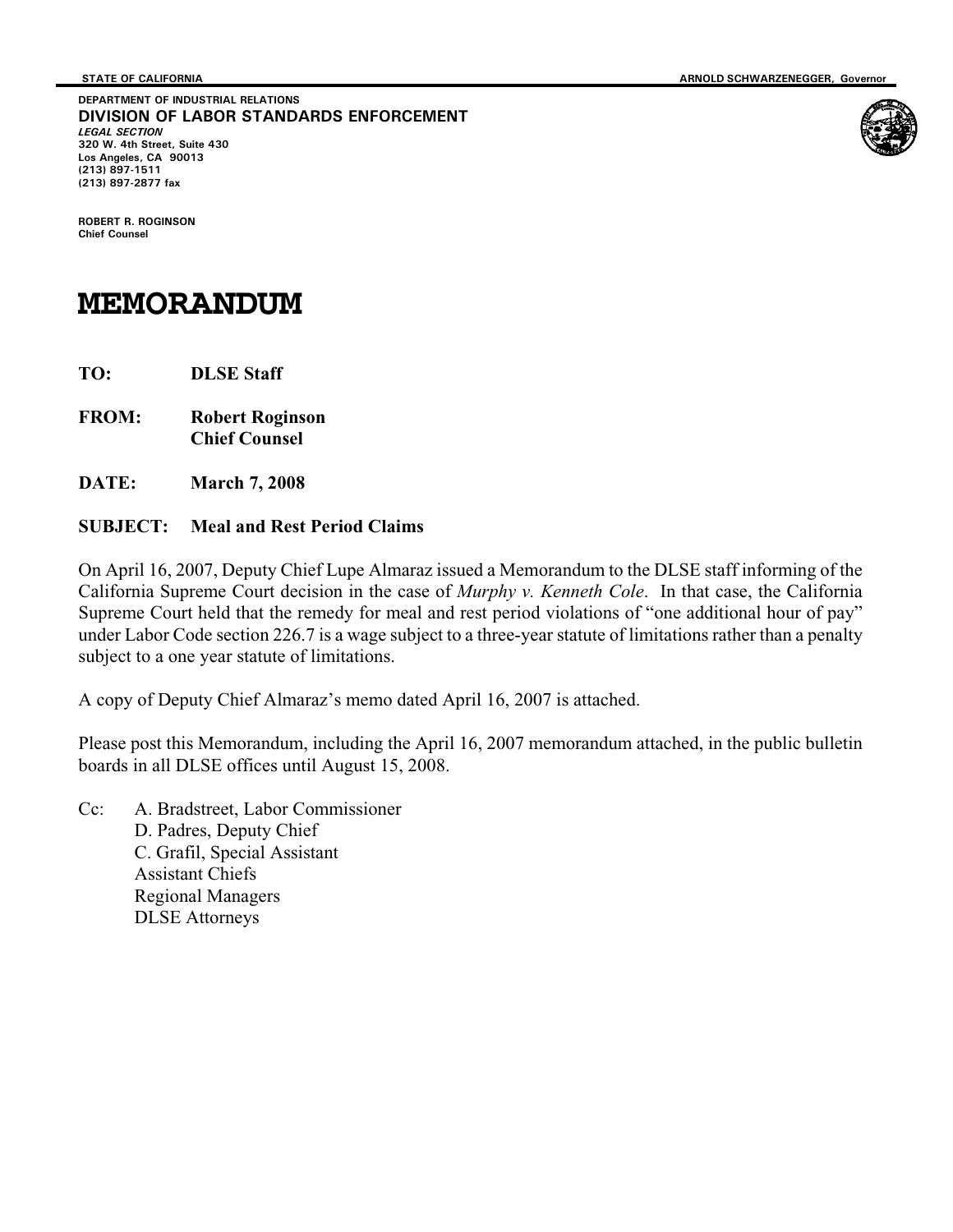**STATE OF CALIFORNIA** **ARNOLD SCHWARZENEGGER, Governor**

**DEPARTMENT OF INDUSTRIAL RELATIONS**
**DIVISION OF LABOR STANDARDS ENFORCEMENT**
***LEGAL SECTION***
**320 W. 4th Street, Suite 430**
**Los Angeles, CA 90013**
**(213) 897-1511**
**(213) 897-2877 fax**

**ROBERT R. ROGINSON**
**Chief Counsel**

# MEMORANDUM

**TO:** **DLSE Staff**

**FROM:** **Robert Roginson**
**Chief Counsel**

**DATE:** **March 7, 2008**

**SUBJECT:** **Meal and Rest Period Claims**

On April 16, 2007, Deputy Chief Lupe Almaraz issued a Memorandum to the DLSE staff informing of the California Supreme Court decision in the case of *Murphy v. Kenneth Cole*. In that case, the California Supreme Court held that the remedy for meal and rest period violations of "one additional hour of pay" under Labor Code section 226.7 is a wage subject to a three-year statute of limitations rather than a penalty subject to a one year statute of limitations.

A copy of Deputy Chief Almaraz's memo dated April 16, 2007 is attached.

Please post this Memorandum, including the April 16, 2007 memorandum attached, in the public bulletin boards in all DLSE offices until August 15, 2008.

Cc: A. Bradstreet, Labor Commissioner
D. Padres, Deputy Chief
C. Grafil, Special Assistant
Assistant Chiefs
Regional Managers
DLSE Attorneys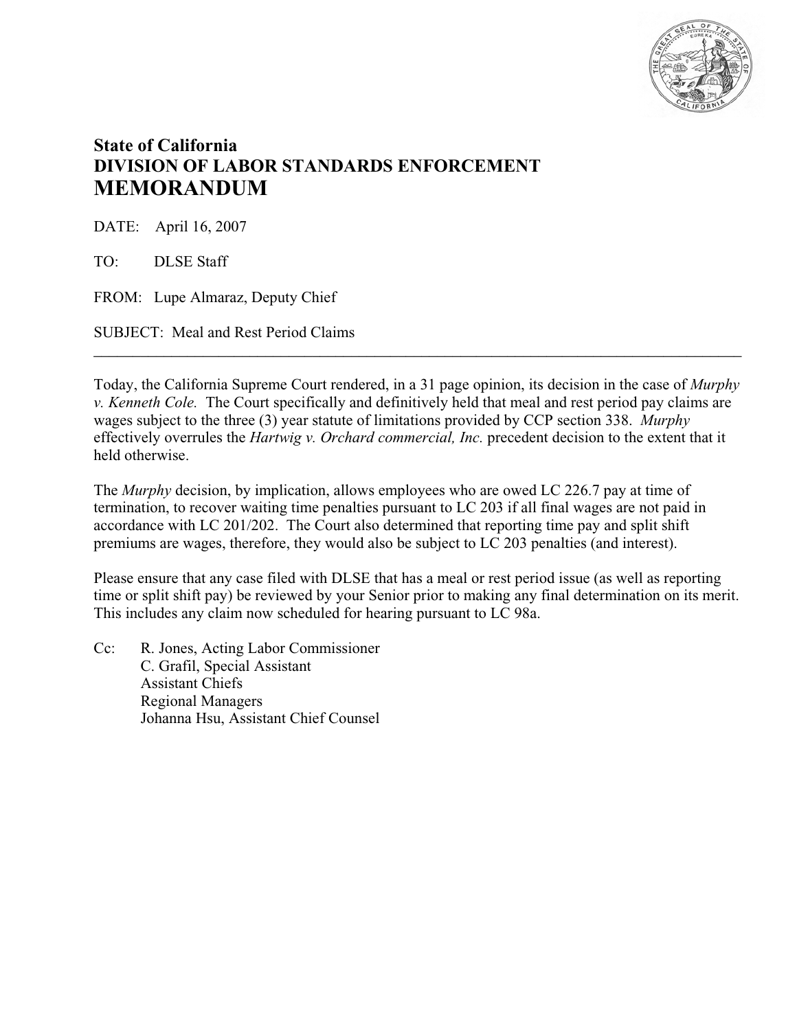**State of California**
**DIVISION OF LABOR STANDARDS ENFORCEMENT**
# MEMORANDUM

DATE: April 16, 2007

TO: DLSE Staff

FROM: Lupe Almaraz, Deputy Chief

SUBJECT: Meal and Rest Period Claims

---

Today, the California Supreme Court rendered, in a 31 page opinion, its decision in the case of *Murphy v. Kenneth Cole.* The Court specifically and definitively held that meal and rest period pay claims are wages subject to the three (3) year statute of limitations provided by CCP section 338. *Murphy* effectively overrules the *Hartwig v. Orchard commercial, Inc.* precedent decision to the extent that it held otherwise.

The *Murphy* decision, by implication, allows employees who are owed LC 226.7 pay at time of termination, to recover waiting time penalties pursuant to LC 203 if all final wages are not paid in accordance with LC 201/202. The Court also determined that reporting time pay and split shift premiums are wages, therefore, they would also be subject to LC 203 penalties (and interest).

Please ensure that any case filed with DLSE that has a meal or rest period issue (as well as reporting time or split shift pay) be reviewed by your Senior prior to making any final determination on its merit. This includes any claim now scheduled for hearing pursuant to LC 98a.

Cc: R. Jones, Acting Labor Commissioner
C. Grafil, Special Assistant
Assistant Chiefs
Regional Managers
Johanna Hsu, Assistant Chief Counsel